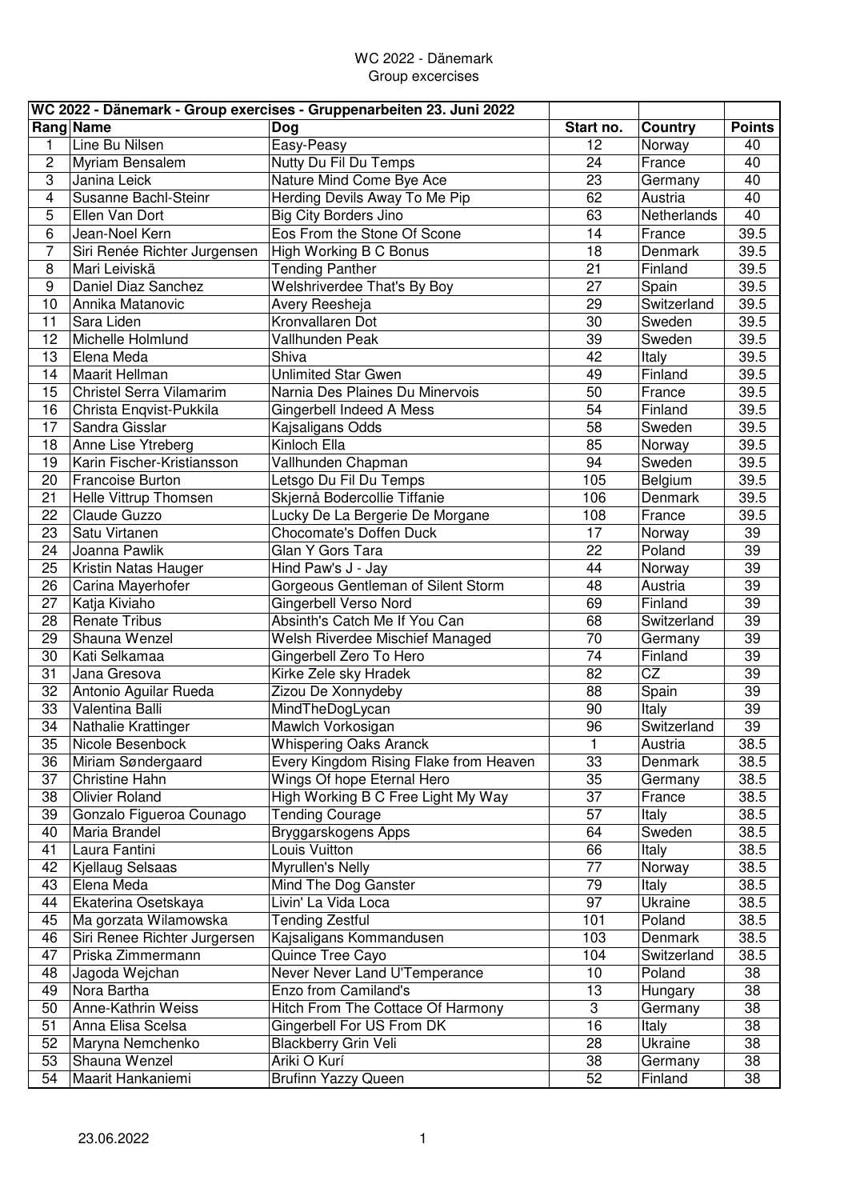WC 2022 - Dänemark
Group excercises

| WC 2022 - Dänemark - Group exercises - Gruppenarbeiten 23. Juni 2022 | | | | | |
|---|---|---|---|---|---|
| **Rang** | **Name** | **Dog** | **Start no.** | **Country** | **Points** |
| 1 | Line Bu Nilsen | Easy-Peasy | 12 | Norway | 40 |
| 2 | Myriam Bensalem | Nutty Du Fil Du Temps | 24 | France | 40 |
| 3 | Janina Leick | Nature Mind Come Bye Ace | 23 | Germany | 40 |
| 4 | Susanne Bachl-Steinr | Herding Devils Away To Me Pip | 62 | Austria | 40 |
| 5 | Ellen Van Dort | Big City Borders Jino | 63 | Netherlands | 40 |
| 6 | Jean-Noel Kern | Eos From the Stone Of Scone | 14 | France | 39.5 |
| 7 | Siri Renée Richter Jurgensen | High Working B C Bonus | 18 | Denmark | 39.5 |
| 8 | Mari Leiviskä | Tending Panther | 21 | Finland | 39.5 |
| 9 | Daniel Diaz Sanchez | Welshriverdee That's By Boy | 27 | Spain | 39.5 |
| 10 | Annika Matanovic | Avery Reesheja | 29 | Switzerland | 39.5 |
| 11 | Sara Liden | Kronvallaren Dot | 30 | Sweden | 39.5 |
| 12 | Michelle Holmlund | Vallhunden Peak | 39 | Sweden | 39.5 |
| 13 | Elena Meda | Shiva | 42 | Italy | 39.5 |
| 14 | Maarit Hellman | Unlimited Star Gwen | 49 | Finland | 39.5 |
| 15 | Christel Serra Vilamarim | Narnia Des Plaines Du Minervois | 50 | France | 39.5 |
| 16 | Christa Enqvist-Pukkila | Gingerbell Indeed A Mess | 54 | Finland | 39.5 |
| 17 | Sandra Gisslar | Kajsaligans Odds | 58 | Sweden | 39.5 |
| 18 | Anne Lise Ytreberg | Kinloch Ella | 85 | Norway | 39.5 |
| 19 | Karin Fischer-Kristiansson | Vallhunden Chapman | 94 | Sweden | 39.5 |
| 20 | Francoise Burton | Letsgo Du Fil Du Temps | 105 | Belgium | 39.5 |
| 21 | Helle Vittrup Thomsen | Skjernå Bodercollie Tiffanie | 106 | Denmark | 39.5 |
| 22 | Claude Guzzo | Lucky De La Bergerie De Morgane | 108 | France | 39.5 |
| 23 | Satu Virtanen | Chocomate's Doffen Duck | 17 | Norway | 39 |
| 24 | Joanna Pawlik | Glan Y Gors Tara | 22 | Poland | 39 |
| 25 | Kristin Natas Hauger | Hind Paw's J - Jay | 44 | Norway | 39 |
| 26 | Carina Mayerhofer | Gorgeous Gentleman of Silent Storm | 48 | Austria | 39 |
| 27 | Katja Kiviaho | Gingerbell Verso Nord | 69 | Finland | 39 |
| 28 | Renate Tribus | Absinth's Catch Me If You Can | 68 | Switzerland | 39 |
| 29 | Shauna Wenzel | Welsh Riverdee Mischief Managed | 70 | Germany | 39 |
| 30 | Kati Selkamaa | Gingerbell Zero To Hero | 74 | Finland | 39 |
| 31 | Jana Gresova | Kirke Zele sky Hradek | 82 | CZ | 39 |
| 32 | Antonio Aguilar Rueda | Zizou De Xonnydeby | 88 | Spain | 39 |
| 33 | Valentina Balli | MindTheDogLycan | 90 | Italy | 39 |
| 34 | Nathalie Krattinger | Mawlch Vorkosigan | 96 | Switzerland | 39 |
| 35 | Nicole Besenbock | Whispering Oaks Aranck | 1 | Austria | 38.5 |
| 36 | Miriam Søndergaard | Every Kingdom Rising Flake from Heaven | 33 | Denmark | 38.5 |
| 37 | Christine Hahn | Wings Of hope Eternal Hero | 35 | Germany | 38.5 |
| 38 | Olivier Roland | High Working B C Free Light My Way | 37 | France | 38.5 |
| 39 | Gonzalo Figueroa Counago | Tending Courage | 57 | Italy | 38.5 |
| 40 | Maria Brandel | Bryggarskogens Apps | 64 | Sweden | 38.5 |
| 41 | Laura Fantini | Louis Vuitton | 66 | Italy | 38.5 |
| 42 | Kjellaug Selsaas | Myrullen's Nelly | 77 | Norway | 38.5 |
| 43 | Elena Meda | Mind The Dog Ganster | 79 | Italy | 38.5 |
| 44 | Ekaterina Osetskaya | Livin' La Vida Loca | 97 | Ukraine | 38.5 |
| 45 | Ma gorzata Wilamowska | Tending Zestful | 101 | Poland | 38.5 |
| 46 | Siri Renee Richter Jurgersen | Kajsaligans Kommandusen | 103 | Denmark | 38.5 |
| 47 | Priska Zimmermann | Quince Tree Cayo | 104 | Switzerland | 38.5 |
| 48 | Jagoda Wejchan | Never Never Land U'Temperance | 10 | Poland | 38 |
| 49 | Nora Bartha | Enzo from Camiland's | 13 | Hungary | 38 |
| 50 | Anne-Kathrin Weiss | Hitch From The Cottace Of Harmony | 3 | Germany | 38 |
| 51 | Anna Elisa Scelsa | Gingerbell For US From DK | 16 | Italy | 38 |
| 52 | Maryna Nemchenko | Blackberry Grin Veli | 28 | Ukraine | 38 |
| 53 | Shauna Wenzel | Ariki O Kurí | 38 | Germany | 38 |
| 54 | Maarit Hankaniemi | Brufinn Yazzy Queen | 52 | Finland | 38 |

23.06.2022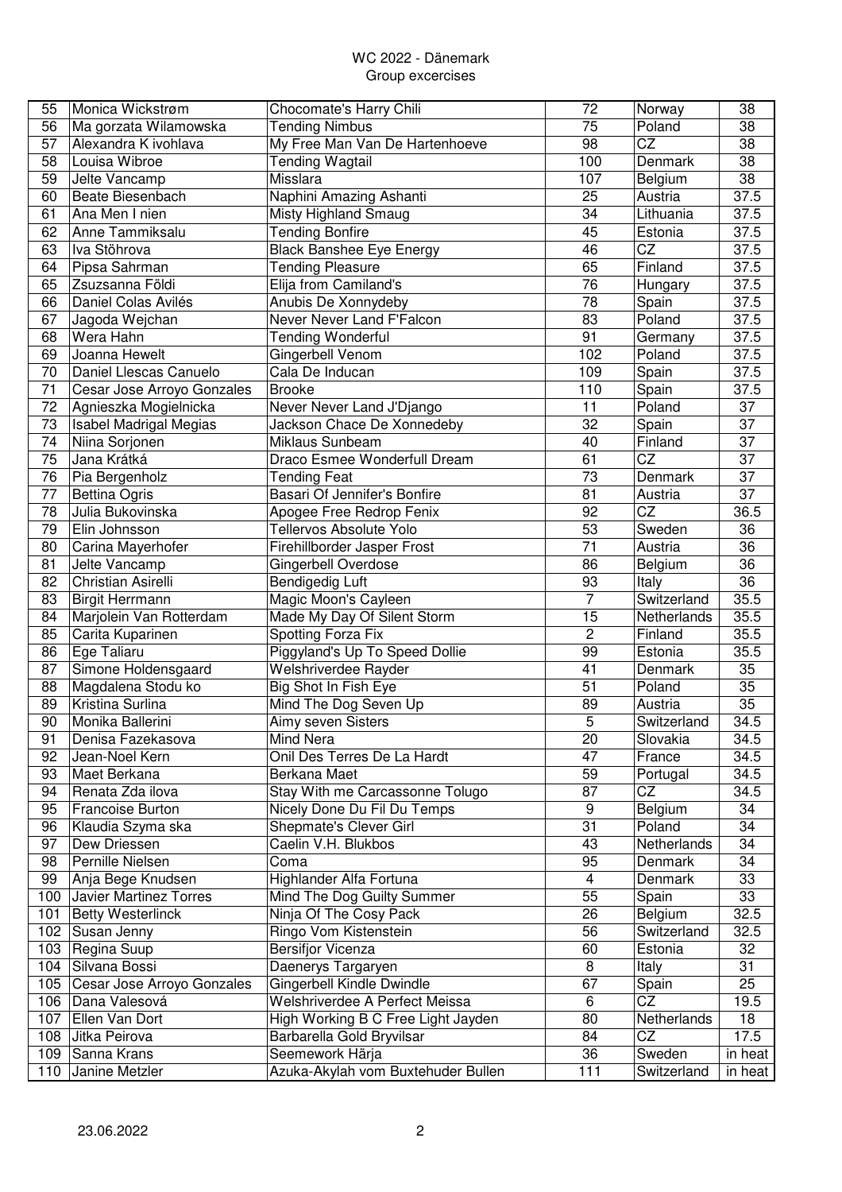WC 2022 - Dänemark
Group excercises

| | | | | | |
|---|---|---|---|---|---|
| 55 | Monica Wickstrøm | Chocomate's Harry Chili | 72 | Norway | 38 |
| 56 | Ma gorzata Wilamowska | Tending Nimbus | 75 | Poland | 38 |
| 57 | Alexandra K ivohlava | My Free Man Van De Hartenhoeve | 98 | CZ | 38 |
| 58 | Louisa Wibroe | Tending Wagtail | 100 | Denmark | 38 |
| 59 | Jelte Vancamp | Misslara | 107 | Belgium | 38 |
| 60 | Beate Biesenbach | Naphini Amazing Ashanti | 25 | Austria | 37.5 |
| 61 | Ana Men I nien | Misty Highland Smaug | 34 | Lithuania | 37.5 |
| 62 | Anne Tammiksalu | Tending Bonfire | 45 | Estonia | 37.5 |
| 63 | Iva Stöhrova | Black Banshee Eye Energy | 46 | CZ | 37.5 |
| 64 | Pipsa Sahrman | Tending Pleasure | 65 | Finland | 37.5 |
| 65 | Zsuzsanna Földi | Elija from Camiland's | 76 | Hungary | 37.5 |
| 66 | Daniel Colas Avilés | Anubis De Xonnydeby | 78 | Spain | 37.5 |
| 67 | Jagoda Wejchan | Never Never Land F'Falcon | 83 | Poland | 37.5 |
| 68 | Wera Hahn | Tending Wonderful | 91 | Germany | 37.5 |
| 69 | Joanna Hewelt | Gingerbell Venom | 102 | Poland | 37.5 |
| 70 | Daniel Llescas Canuelo | Cala De Inducan | 109 | Spain | 37.5 |
| 71 | Cesar Jose Arroyo Gonzales | Brooke | 110 | Spain | 37.5 |
| 72 | Agnieszka Mogielnicka | Never Never Land J'Django | 11 | Poland | 37 |
| 73 | Isabel Madrigal Megias | Jackson Chace De Xonnedeby | 32 | Spain | 37 |
| 74 | Niina Sorjonen | Miklaus Sunbeam | 40 | Finland | 37 |
| 75 | Jana Krátká | Draco Esmee Wonderfull Dream | 61 | CZ | 37 |
| 76 | Pia Bergenholz | Tending Feat | 73 | Denmark | 37 |
| 77 | Bettina Ogris | Basari Of Jennifer's Bonfire | 81 | Austria | 37 |
| 78 | Julia Bukovinska | Apogee Free Redrop Fenix | 92 | CZ | 36.5 |
| 79 | Elin Johnsson | Tellervos Absolute Yolo | 53 | Sweden | 36 |
| 80 | Carina Mayerhofer | Firehillborder Jasper Frost | 71 | Austria | 36 |
| 81 | Jelte Vancamp | Gingerbell Overdose | 86 | Belgium | 36 |
| 82 | Christian Asirelli | Bendigedig Luft | 93 | Italy | 36 |
| 83 | Birgit Herrmann | Magic Moon's Cayleen | 7 | Switzerland | 35.5 |
| 84 | Marjolein Van Rotterdam | Made My Day Of Silent Storm | 15 | Netherlands | 35.5 |
| 85 | Carita Kuparinen | Spotting Forza Fix | 2 | Finland | 35.5 |
| 86 | Ege Taliaru | Piggyland's Up To Speed Dollie | 99 | Estonia | 35.5 |
| 87 | Simone Holdensgaard | Welshriverdee Rayder | 41 | Denmark | 35 |
| 88 | Magdalena Stodu ko | Big Shot In Fish Eye | 51 | Poland | 35 |
| 89 | Kristina Surlina | Mind The Dog Seven Up | 89 | Austria | 35 |
| 90 | Monika Ballerini | Aimy seven Sisters | 5 | Switzerland | 34.5 |
| 91 | Denisa Fazekasova | Mind Nera | 20 | Slovakia | 34.5 |
| 92 | Jean-Noel Kern | Onil Des Terres De La Hardt | 47 | France | 34.5 |
| 93 | Maet Berkana | Berkana Maet | 59 | Portugal | 34.5 |
| 94 | Renata Zda ilova | Stay With me Carcassonne Tolugo | 87 | CZ | 34.5 |
| 95 | Francoise Burton | Nicely Done Du Fil Du Temps | 9 | Belgium | 34 |
| 96 | Klaudia Szyma ska | Shepmate's Clever Girl | 31 | Poland | 34 |
| 97 | Dew Driessen | Caelin V.H. Blukbos | 43 | Netherlands | 34 |
| 98 | Pernille Nielsen | Coma | 95 | Denmark | 34 |
| 99 | Anja Bege Knudsen | Highlander Alfa Fortuna | 4 | Denmark | 33 |
| 100 | Javier Martinez Torres | Mind The Dog Guilty Summer | 55 | Spain | 33 |
| 101 | Betty Westerlinck | Ninja Of The Cosy Pack | 26 | Belgium | 32.5 |
| 102 | Susan Jenny | Ringo Vom Kistenstein | 56 | Switzerland | 32.5 |
| 103 | Regina Suup | Bersifjor Vicenza | 60 | Estonia | 32 |
| 104 | Silvana Bossi | Daenerys Targaryen | 8 | Italy | 31 |
| 105 | Cesar Jose Arroyo Gonzales | Gingerbell Kindle Dwindle | 67 | Spain | 25 |
| 106 | Dana Valesová | Welshriverdee A Perfect Meissa | 6 | CZ | 19.5 |
| 107 | Ellen Van Dort | High Working B C Free Light Jayden | 80 | Netherlands | 18 |
| 108 | Jitka Peirova | Barbarella Gold Bryvilsar | 84 | CZ | 17.5 |
| 109 | Sanna Krans | Seemework Härja | 36 | Sweden | in heat |
| 110 | Janine Metzler | Azuka-Akylah vom Buxtehuder Bullen | 111 | Switzerland | in heat |

23.06.2022